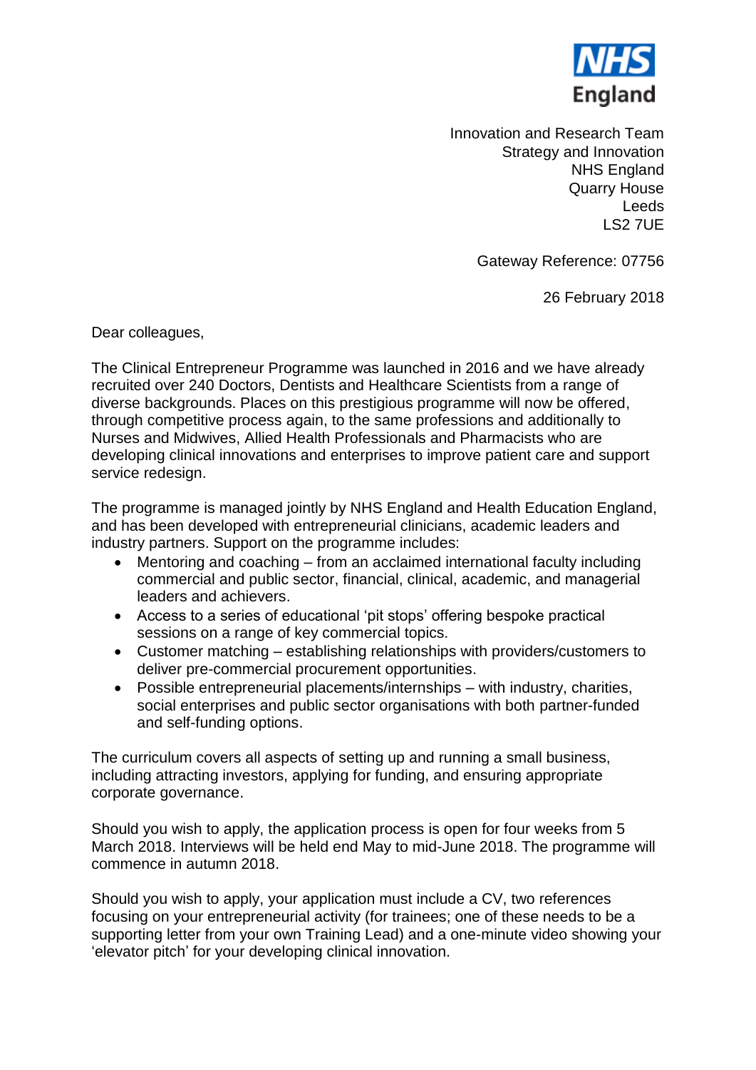NHS England

Innovation and Research Team
Strategy and Innovation
NHS England
Quarry House
Leeds
LS2 7UE

Gateway Reference: 07756

26 February 2018

Dear colleagues,

The Clinical Entrepreneur Programme was launched in 2016 and we have already recruited over 240 Doctors, Dentists and Healthcare Scientists from a range of diverse backgrounds. Places on this prestigious programme will now be offered, through competitive process again, to the same professions and additionally to Nurses and Midwives, Allied Health Professionals and Pharmacists who are developing clinical innovations and enterprises to improve patient care and support service redesign.

The programme is managed jointly by NHS England and Health Education England, and has been developed with entrepreneurial clinicians, academic leaders and industry partners. Support on the programme includes:

- Mentoring and coaching – from an acclaimed international faculty including commercial and public sector, financial, clinical, academic, and managerial leaders and achievers.
- Access to a series of educational 'pit stops' offering bespoke practical sessions on a range of key commercial topics.
- Customer matching – establishing relationships with providers/customers to deliver pre-commercial procurement opportunities.
- Possible entrepreneurial placements/internships – with industry, charities, social enterprises and public sector organisations with both partner-funded and self-funding options.

The curriculum covers all aspects of setting up and running a small business, including attracting investors, applying for funding, and ensuring appropriate corporate governance.

Should you wish to apply, the application process is open for four weeks from 5 March 2018. Interviews will be held end May to mid-June 2018. The programme will commence in autumn 2018.

Should you wish to apply, your application must include a CV, two references focusing on your entrepreneurial activity (for trainees; one of these needs to be a supporting letter from your own Training Lead) and a one-minute video showing your 'elevator pitch' for your developing clinical innovation.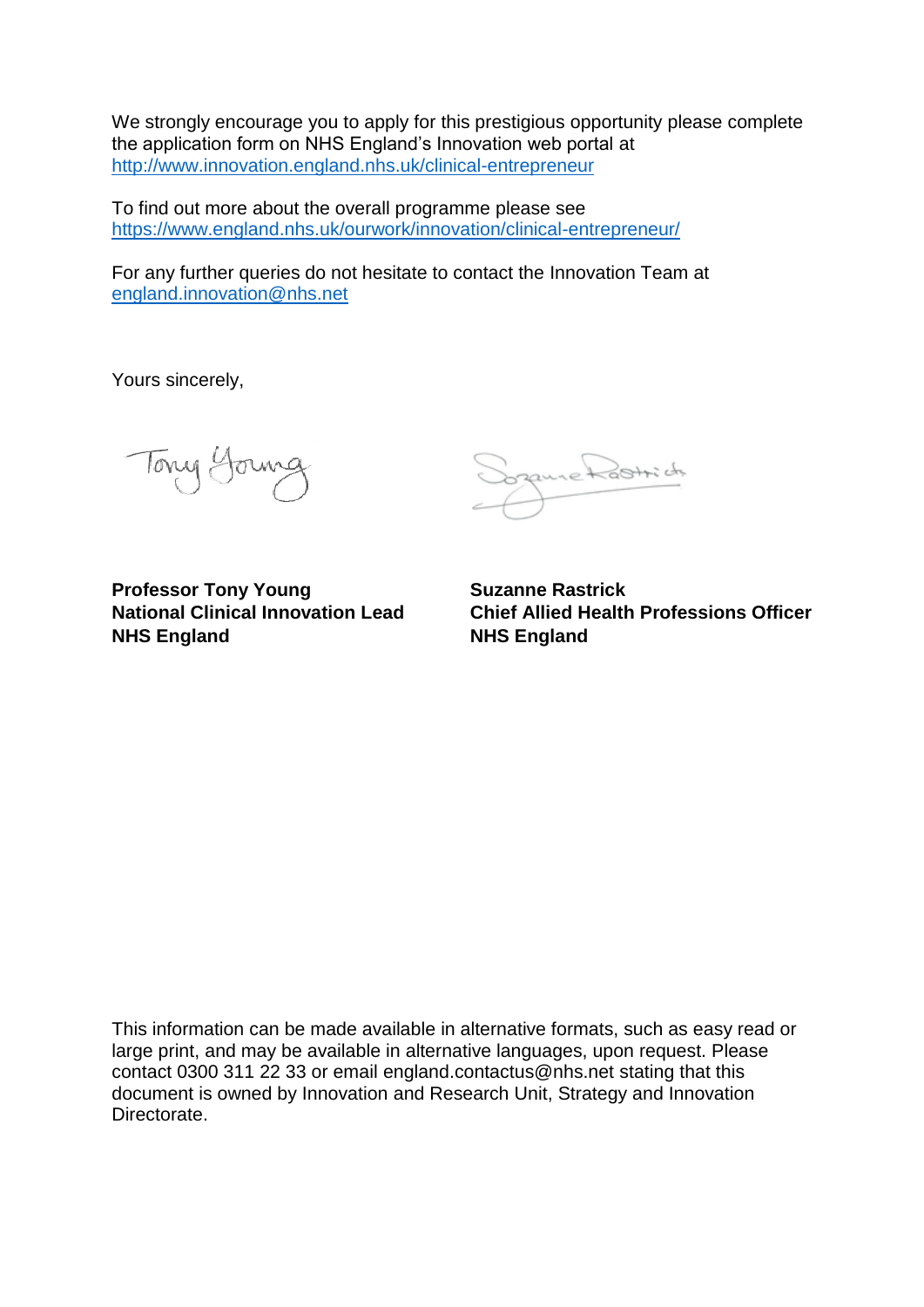We strongly encourage you to apply for this prestigious opportunity please complete the application form on NHS England's Innovation web portal at http://www.innovation.england.nhs.uk/clinical-entrepreneur

To find out more about the overall programme please see https://www.england.nhs.uk/ourwork/innovation/clinical-entrepreneur/

For any further queries do not hesitate to contact the Innovation Team at england.innovation@nhs.net

Yours sincerely,

**Professor Tony Young**
**National Clinical Innovation Lead**
**NHS England**

**Suzanne Rastrick**
**Chief Allied Health Professions Officer**
**NHS England**

This information can be made available in alternative formats, such as easy read or large print, and may be available in alternative languages, upon request. Please contact 0300 311 22 33 or email england.contactus@nhs.net stating that this document is owned by Innovation and Research Unit, Strategy and Innovation Directorate.